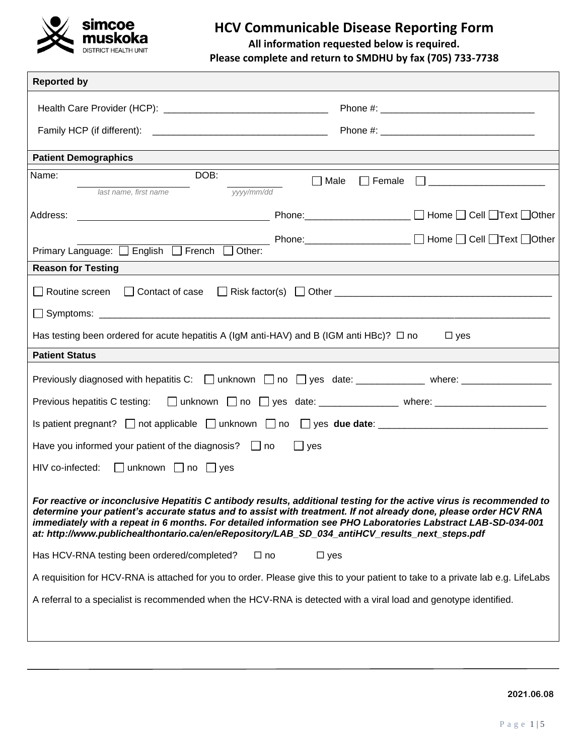simcoe muskoka DISTRICT HEALTH UNIT

# HCV Communicable Disease Reporting Form

**All information requested below is required.**
**Please complete and return to SMDHU by fax (705) 733-7738**

## Reported by

Health Care Provider (HCP): ______________________________ Phone #: ____________________________

Family HCP (if different): ________________________________ Phone #: ____________________________

## Patient Demographics

Name: ____________________ DOB: __________ ☐ Male ☐ Female ☐ ______________________
*last name, first name* *yyyy/mm/dd*

Address: ___________________________________ Phone:___________________ ☐ Home ☐ Cell ☐ Text ☐ Other

___________________________________ Phone:___________________ ☐ Home ☐ Cell ☐ Text ☐ Other

Primary Language: ☐ English ☐ French ☐ Other:

## Reason for Testing

☐ Routine screen ☐ Contact of case ☐ Risk factor(s) ☐ Other ________________________________________

☐ Symptoms: ____________________________________________________________________________________

Has testing been ordered for acute hepatitis A (IgM anti-HAV) and B (IGM anti HBc)? ☐ no ☐ yes

## Patient Status

Previously diagnosed with hepatitis C: ☐ unknown ☐ no ☐ yes date: _____________ where: _________________

Previous hepatitis C testing: ☐ unknown ☐ no ☐ yes date: _______________ where: _____________________

Is patient pregnant? ☐ not applicable ☐ unknown ☐ no ☐ yes **due date**: _______________________________

Have you informed your patient of the diagnosis? ☐ no ☐ yes

HIV co-infected: ☐ unknown ☐ no ☐ yes

***For reactive or inconclusive Hepatitis C antibody results, additional testing for the active virus is recommended to determine your patient's accurate status and to assist with treatment. If not already done, please order HCV RNA immediately with a repeat in 6 months. For detailed information see PHO Laboratories Labstract LAB-SD-034-001 at: http://www.publichealthontario.ca/en/eRepository/LAB_SD_034_antiHCV_results_next_steps.pdf***

Has HCV-RNA testing been ordered/completed? ☐ no ☐ yes

A requisition for HCV-RNA is attached for you to order. Please give this to your patient to take to a private lab e.g. LifeLabs

A referral to a specialist is recommended when the HCV-RNA is detected with a viral load and genotype identified.

**2021.06.08**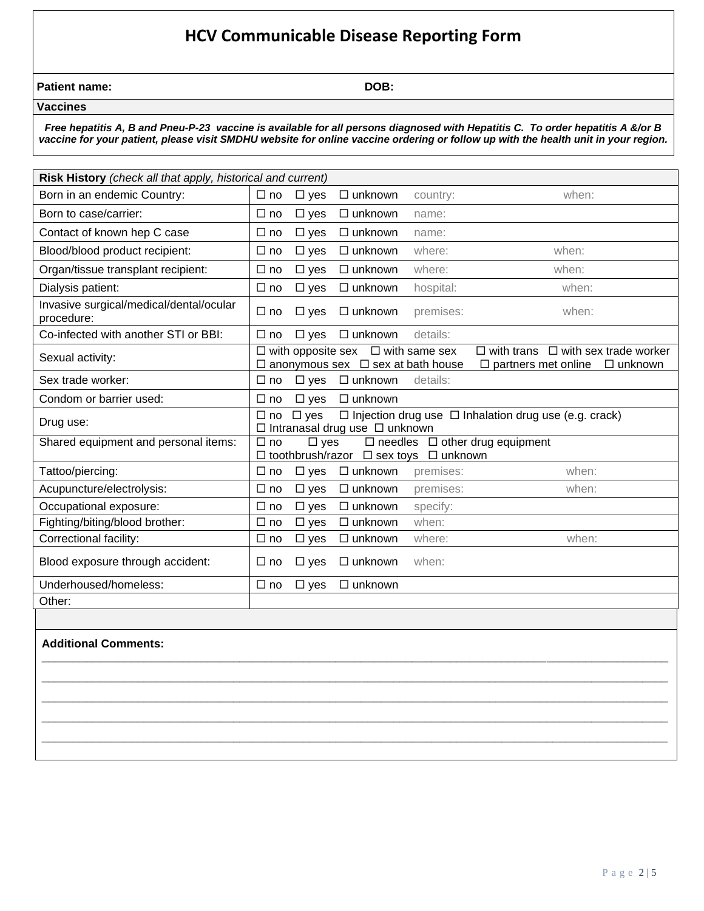# HCV Communicable Disease Reporting Form

| **Patient name:** | **DOB:** |
|---|---|

**Vaccines**

***Free hepatitis A, B and Pneu-P-23 vaccine is available for all persons diagnosed with Hepatitis C. To order hepatitis A &/or B vaccine for your patient, please visit SMDHU website for online vaccine ordering or follow up with the health unit in your region.***

| **Risk History** *(check all that apply, historical and current)* | |
|---|---|
| Born in an endemic Country: | ☐ no ☐ yes ☐ unknown country: when: |
| Born to case/carrier: | ☐ no ☐ yes ☐ unknown name: |
| Contact of known hep C case | ☐ no ☐ yes ☐ unknown name: |
| Blood/blood product recipient: | ☐ no ☐ yes ☐ unknown where: when: |
| Organ/tissue transplant recipient: | ☐ no ☐ yes ☐ unknown where: when: |
| Dialysis patient: | ☐ no ☐ yes ☐ unknown hospital: when: |
| Invasive surgical/medical/dental/ocular procedure: | ☐ no ☐ yes ☐ unknown premises: when: |
| Co-infected with another STI or BBI: | ☐ no ☐ yes ☐ unknown details: |
| Sexual activity: | ☐ with opposite sex ☐ with same sex ☐ with trans ☐ with sex trade worker ☐ anonymous sex ☐ sex at bath house ☐ partners met online ☐ unknown |
| Sex trade worker: | ☐ no ☐ yes ☐ unknown details: |
| Condom or barrier used: | ☐ no ☐ yes ☐ unknown |
| Drug use: | ☐ no ☐ yes ☐ Injection drug use ☐ Inhalation drug use (e.g. crack) ☐ Intranasal drug use ☐ unknown |
| Shared equipment and personal items: | ☐ no ☐ yes ☐ needles ☐ other drug equipment ☐ toothbrush/razor ☐ sex toys ☐ unknown |
| Tattoo/piercing: | ☐ no ☐ yes ☐ unknown premises: when: |
| Acupuncture/electrolysis: | ☐ no ☐ yes ☐ unknown premises: when: |
| Occupational exposure: | ☐ no ☐ yes ☐ unknown specify: |
| Fighting/biting/blood brother: | ☐ no ☐ yes ☐ unknown when: |
| Correctional facility: | ☐ no ☐ yes ☐ unknown where: when: |
| Blood exposure through accident: | ☐ no ☐ yes ☐ unknown when: |
| Underhoused/homeless: | ☐ no ☐ yes ☐ unknown |
| Other: | |

**Additional Comments:**

______________________________________________________________________________

______________________________________________________________________________

______________________________________________________________________________

______________________________________________________________________________

______________________________________________________________________________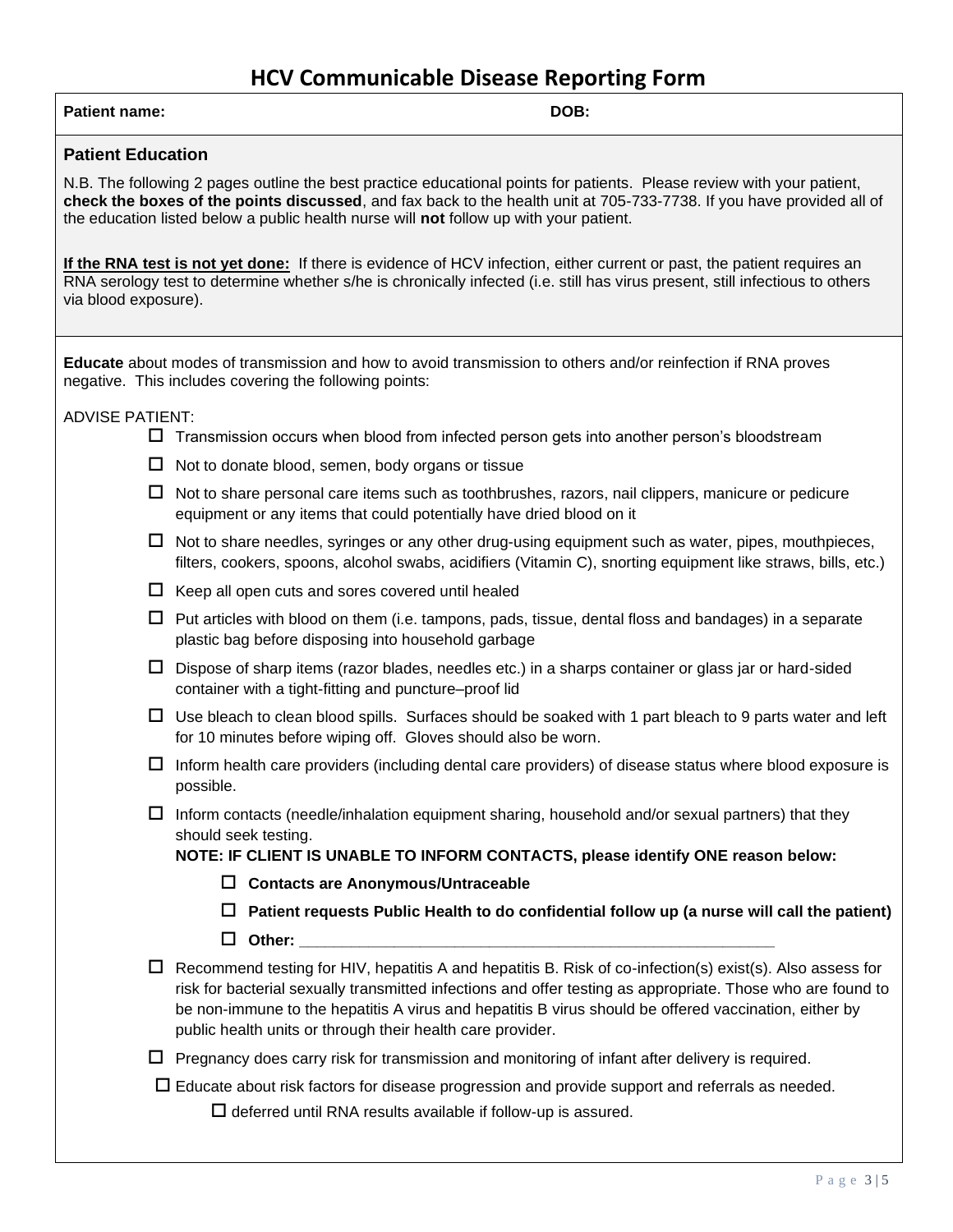# HCV Communicable Disease Reporting Form

**Patient name:** **DOB:**

## Patient Education

N.B. The following 2 pages outline the best practice educational points for patients. Please review with your patient, **check the boxes of the points discussed**, and fax back to the health unit at 705-733-7738. If you have provided all of the education listed below a public health nurse will **not** follow up with your patient.

**If the RNA test is not yet done:** If there is evidence of HCV infection, either current or past, the patient requires an RNA serology test to determine whether s/he is chronically infected (i.e. still has virus present, still infectious to others via blood exposure).

**Educate** about modes of transmission and how to avoid transmission to others and/or reinfection if RNA proves negative. This includes covering the following points:

ADVISE PATIENT:

- ☐ Transmission occurs when blood from infected person gets into another person's bloodstream
- ☐ Not to donate blood, semen, body organs or tissue
- ☐ Not to share personal care items such as toothbrushes, razors, nail clippers, manicure or pedicure equipment or any items that could potentially have dried blood on it
- ☐ Not to share needles, syringes or any other drug-using equipment such as water, pipes, mouthpieces, filters, cookers, spoons, alcohol swabs, acidifiers (Vitamin C), snorting equipment like straws, bills, etc.)
- ☐ Keep all open cuts and sores covered until healed
- ☐ Put articles with blood on them (i.e. tampons, pads, tissue, dental floss and bandages) in a separate plastic bag before disposing into household garbage
- ☐ Dispose of sharp items (razor blades, needles etc.) in a sharps container or glass jar or hard-sided container with a tight-fitting and puncture–proof lid
- ☐ Use bleach to clean blood spills. Surfaces should be soaked with 1 part bleach to 9 parts water and left for 10 minutes before wiping off. Gloves should also be worn.
- ☐ Inform health care providers (including dental care providers) of disease status where blood exposure is possible.
- ☐ Inform contacts (needle/inhalation equipment sharing, household and/or sexual partners) that they should seek testing.
  **NOTE: IF CLIENT IS UNABLE TO INFORM CONTACTS, please identify ONE reason below:**
  - ☐ **Contacts are Anonymous/Untraceable**
  - ☐ **Patient requests Public Health to do confidential follow up (a nurse will call the patient)**
  - ☐ **Other:** ______________________________________________________
- ☐ Recommend testing for HIV, hepatitis A and hepatitis B. Risk of co-infection(s) exist(s). Also assess for risk for bacterial sexually transmitted infections and offer testing as appropriate. Those who are found to be non-immune to the hepatitis A virus and hepatitis B virus should be offered vaccination, either by public health units or through their health care provider.
- ☐ Pregnancy does carry risk for transmission and monitoring of infant after delivery is required.
- ☐ Educate about risk factors for disease progression and provide support and referrals as needed.
  - ☐ deferred until RNA results available if follow-up is assured.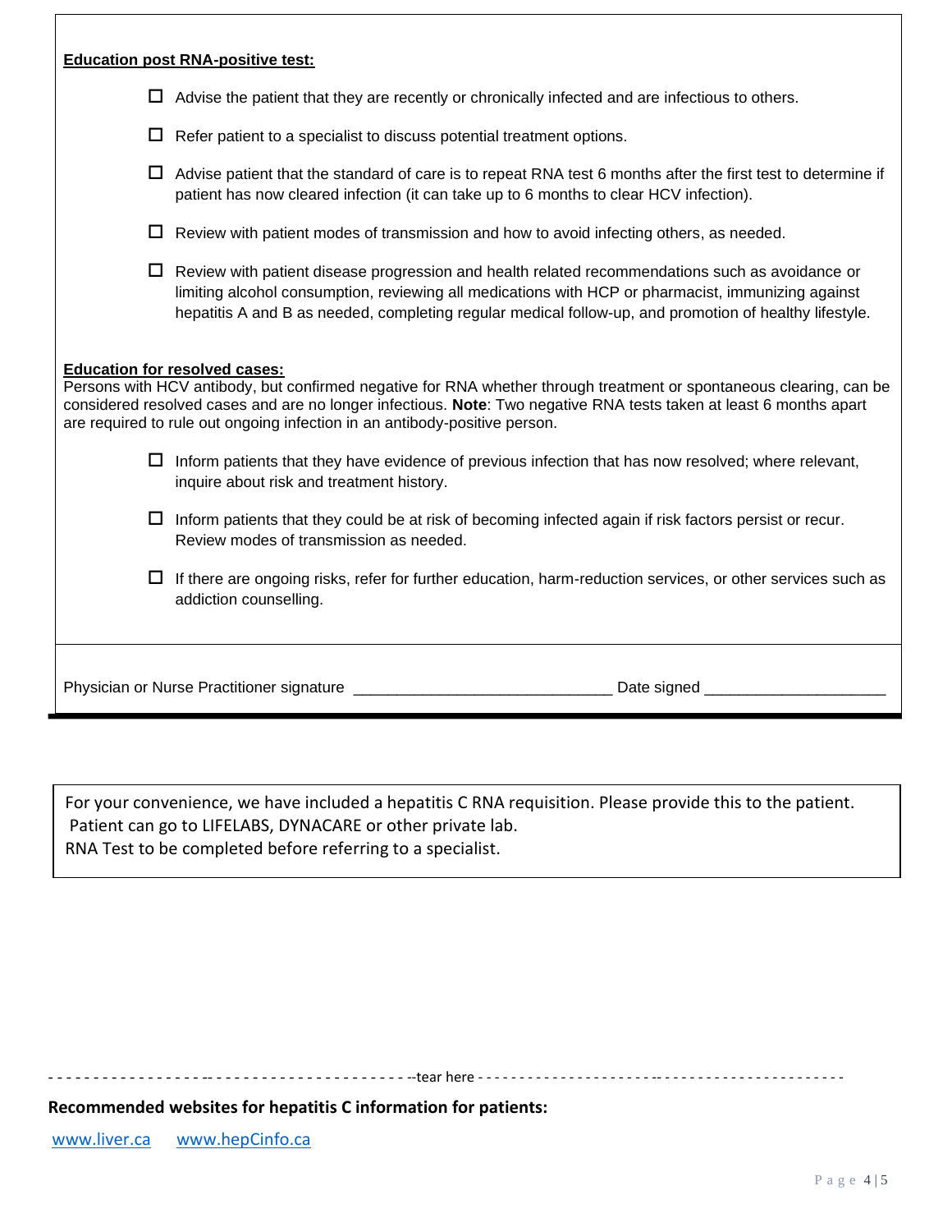**Education post RNA-positive test:**

- ☐ Advise the patient that they are recently or chronically infected and are infectious to others.
- ☐ Refer patient to a specialist to discuss potential treatment options.
- ☐ Advise patient that the standard of care is to repeat RNA test 6 months after the first test to determine if patient has now cleared infection (it can take up to 6 months to clear HCV infection).
- ☐ Review with patient modes of transmission and how to avoid infecting others, as needed.
- ☐ Review with patient disease progression and health related recommendations such as avoidance or limiting alcohol consumption, reviewing all medications with HCP or pharmacist, immunizing against hepatitis A and B as needed, completing regular medical follow-up, and promotion of healthy lifestyle.

**Education for resolved cases:**

Persons with HCV antibody, but confirmed negative for RNA whether through treatment or spontaneous clearing, can be considered resolved cases and are no longer infectious. **Note**: Two negative RNA tests taken at least 6 months apart are required to rule out ongoing infection in an antibody-positive person.

- ☐ Inform patients that they have evidence of previous infection that has now resolved; where relevant, inquire about risk and treatment history.
- ☐ Inform patients that they could be at risk of becoming infected again if risk factors persist or recur. Review modes of transmission as needed.
- ☐ If there are ongoing risks, refer for further education, harm-reduction services, or other services such as addiction counselling.

Physician or Nurse Practitioner signature ______________________________ Date signed ____________________

For your convenience, we have included a hepatitis C RNA requisition. Please provide this to the patient. Patient can go to LIFELABS, DYNACARE or other private lab.
RNA Test to be completed before referring to a specialist.

- - - - - - - - - - - - - - - - - - - - - - - - - - - - - - - - - - - - - - - - --tear here - - - - - - - - - - - - - - - - - - - - - - - - - - - - - - - - - - - - - - - - - - - -

**Recommended websites for hepatitis C information for patients:**

www.liver.ca    www.hepCinfo.ca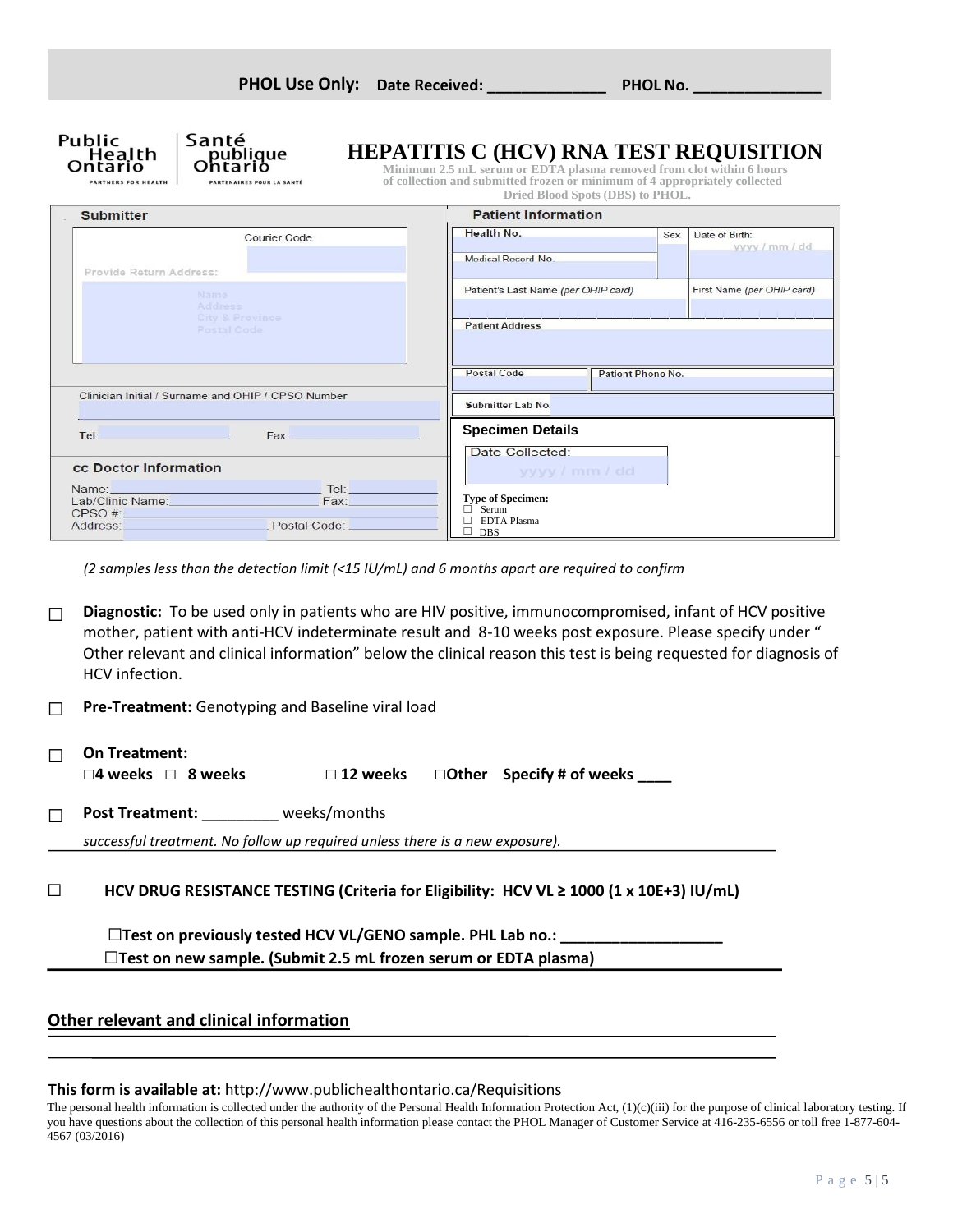**PHOL Use Only:** Date Received: _____________ PHOL No. ______________

Public Health Ontario — PARTNERS FOR HEALTH | Santé publique Ontario — PARTENAIRES POUR LA SANTÉ

# HEPATITIS C (HCV) RNA TEST REQUISITION

Minimum 2.5 mL serum or EDTA plasma removed from clot within 6 hours of collection and submitted frozen or minimum of 4 appropriately collected Dried Blood Spots (DBS) to PHOL.

## Submitter

Courier Code

Provide Return Address:

Name
Address
City & Province
Postal Code

Clinician Initial / Surname and OHIP / CPSO Number

Tel: Fax:

### cc Doctor Information

Name: Tel:
Lab/Clinic Name: Fax:
CPSO #:
Address: Postal Code:

## Patient Information

Health No. | Sex | Date of Birth: yyyy / mm / dd

Medical Record No.

Patient's Last Name *(per OHIP card)* | First Name *(per OHIP card)*

Patient Address

Postal Code | Patient Phone No.

Submitter Lab No.

### Specimen Details

Date Collected: yyyy / mm / dd

**Type of Specimen:**

- ☐ Serum
- ☐ EDTA Plasma
- ☐ DBS

*(2 samples less than the detection limit (<15 IU/mL) and 6 months apart are required to confirm*

☐ **Diagnostic:** To be used only in patients who are HIV positive, immunocompromised, infant of HCV positive mother, patient with anti-HCV indeterminate result and 8-10 weeks post exposure. Please specify under " Other relevant and clinical information" below the clinical reason this test is being requested for diagnosis of HCV infection.

☐ **Pre-Treatment:** Genotyping and Baseline viral load

☐ **On Treatment:**
**☐4 weeks ☐ 8 weeks ☐ 12 weeks ☐Other Specify # of weeks ____**

☐ **Post Treatment:** _________ weeks/months

*successful treatment. No follow up required unless there is a new exposure).*

☐ **HCV DRUG RESISTANCE TESTING (Criteria for Eligibility: HCV VL ≥ 1000 (1 x 10E+3) IU/mL)**

**☐Test on previously tested HCV VL/GENO sample. PHL Lab no.: ___________________**
**☐Test on new sample. (Submit 2.5 mL frozen serum or EDTA plasma)**

## Other relevant and clinical information

**This form is available at:** http://www.publichealthontario.ca/Requisitions

The personal health information is collected under the authority of the Personal Health Information Protection Act, (1)(c)(iii) for the purpose of clinical laboratory testing. If you have questions about the collection of this personal health information please contact the PHOL Manager of Customer Service at 416-235-6556 or toll free 1-877-604-4567 (03/2016)